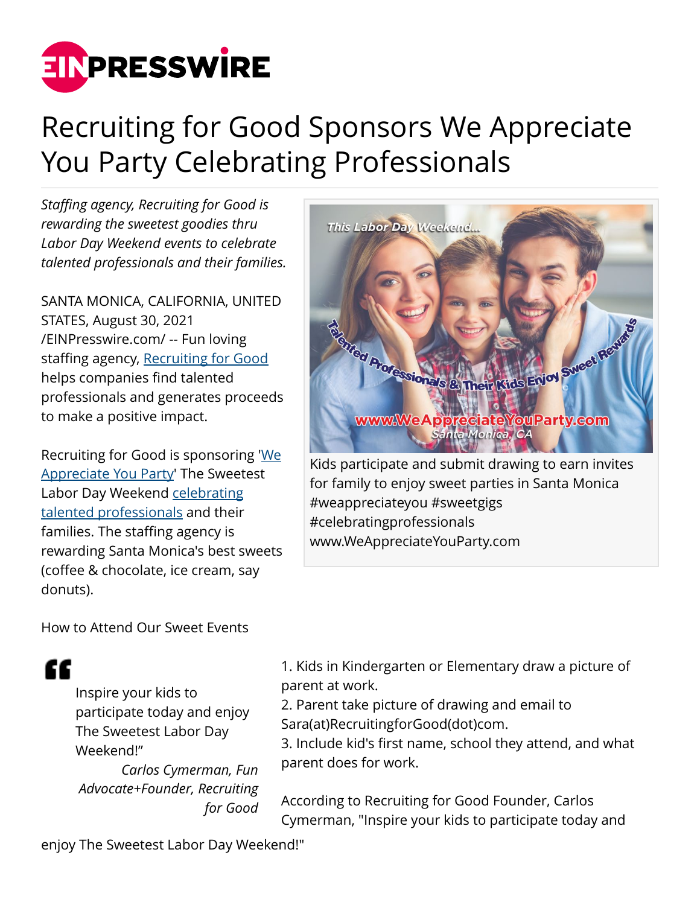# Recruiting for Good Sponsors We Appreciate You Party Celebrating Professionals

*Staffing agency, Recruiting for Good is rewarding the sweetest goodies thru Labor Day Weekend events to celebrate talented professionals and their families.*

SANTA MONICA, CALIFORNIA, UNITED STATES, August 30, 2021 /EINPresswire.com/ -- Fun loving staffing agency, Recruiting for Good helps companies find talented professionals and generates proceeds to make a positive impact.

Recruiting for Good is sponsoring 'We Appreciate You Party' The Sweetest Labor Day Weekend celebrating talented professionals and their families. The staffing agency is rewarding Santa Monica's best sweets (coffee & chocolate, ice cream, say donuts).

Kids participate and submit drawing to earn invites for family to enjoy sweet parties in Santa Monica #weappreciateyou #sweetgigs #celebratingprofessionals www.WeAppreciateYouParty.com

How to Attend Our Sweet Events

> Inspire your kids to participate today and enjoy The Sweetest Labor Day Weekend!"
>
> *Carlos Cymerman, Fun Advocate+Founder, Recruiting for Good*

1. Kids in Kindergarten or Elementary draw a picture of parent at work.
2. Parent take picture of drawing and email to Sara(at)RecruitingforGood(dot)com.
3. Include kid's first name, school they attend, and what parent does for work.

According to Recruiting for Good Founder, Carlos Cymerman, "Inspire your kids to participate today and enjoy The Sweetest Labor Day Weekend!"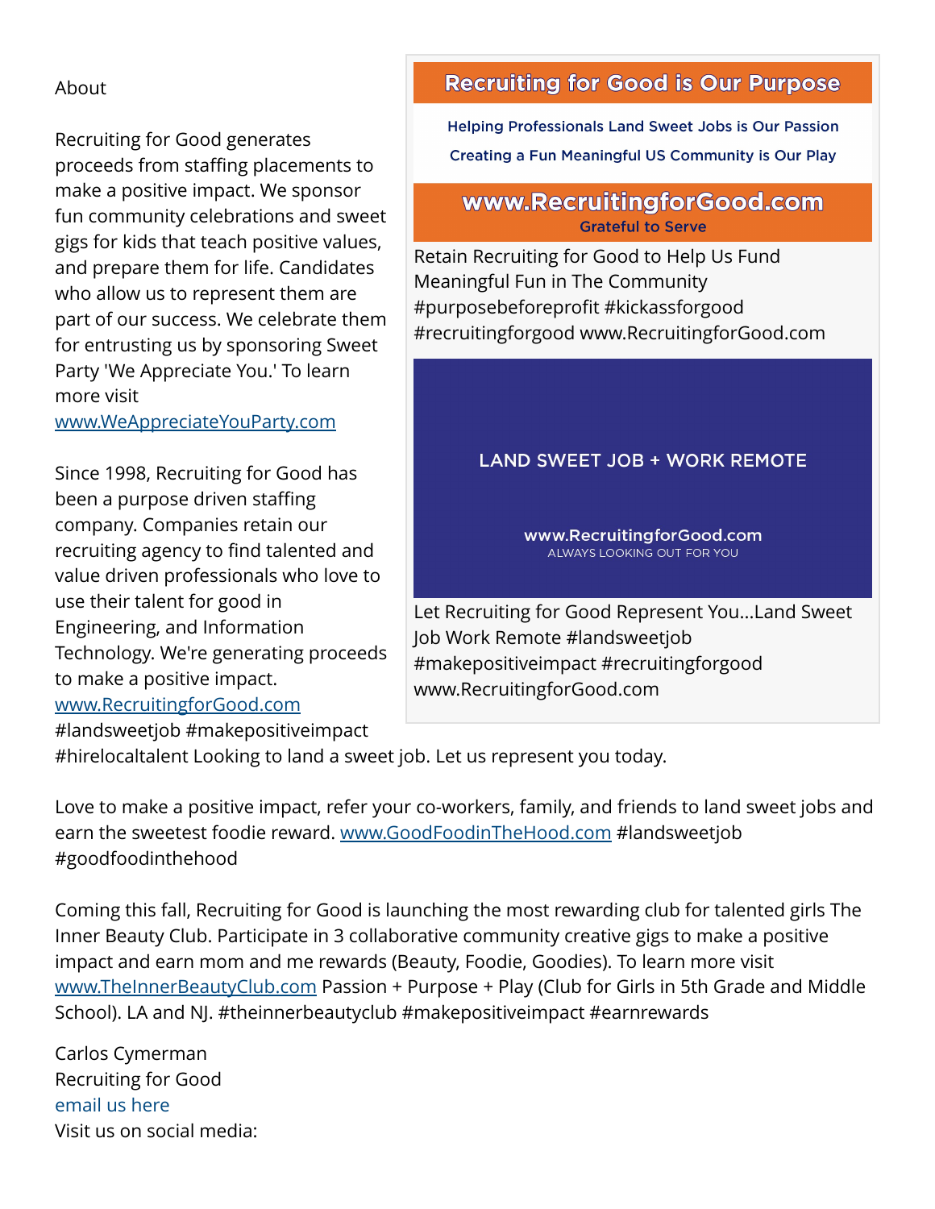About

Recruiting for Good generates proceeds from staffing placements to make a positive impact. We sponsor fun community celebrations and sweet gigs for kids that teach positive values, and prepare them for life. Candidates who allow us to represent them are part of our success. We celebrate them for entrusting us by sponsoring Sweet Party 'We Appreciate You.' To learn more visit [www.WeAppreciateYouParty.com](www.WeAppreciateYouParty.com)

Since 1998, Recruiting for Good has been a purpose driven staffing company. Companies retain our recruiting agency to find talented and value driven professionals who love to use their talent for good in Engineering, and Information Technology. We're generating proceeds to make a positive impact. [www.RecruitingforGood.com](www.RecruitingforGood.com) #landsweetjob #makepositiveimpact #hirelocaltalent Looking to land a sweet job. Let us represent you today.

Recruiting for Good is Our Purpose

Helping Professionals Land Sweet Jobs is Our Passion

Creating a Fun Meaningful US Community is Our Play

www.RecruitingforGood.com

Grateful to Serve

Retain Recruiting for Good to Help Us Fund Meaningful Fun in The Community #purposebeforeprofit #kickassforgood #recruitingforgood www.RecruitingforGood.com

LAND SWEET JOB + WORK REMOTE

www.RecruitingforGood.com

ALWAYS LOOKING OUT FOR YOU

Let Recruiting for Good Represent You...Land Sweet Job Work Remote #landsweetjob #makepositiveimpact #recruitingforgood www.RecruitingforGood.com

Love to make a positive impact, refer your co-workers, family, and friends to land sweet jobs and earn the sweetest foodie reward. [www.GoodFoodinTheHood.com](www.GoodFoodinTheHood.com) #landsweetjob #goodfoodinthehood

Coming this fall, Recruiting for Good is launching the most rewarding club for talented girls The Inner Beauty Club. Participate in 3 collaborative community creative gigs to make a positive impact and earn mom and me rewards (Beauty, Foodie, Goodies). To learn more visit [www.TheInnerBeautyClub.com](www.TheInnerBeautyClub.com) Passion + Purpose + Play (Club for Girls in 5th Grade and Middle School). LA and NJ. #theinnerbeautyclub #makepositiveimpact #earnrewards

Carlos Cymerman
Recruiting for Good
email us here
Visit us on social media: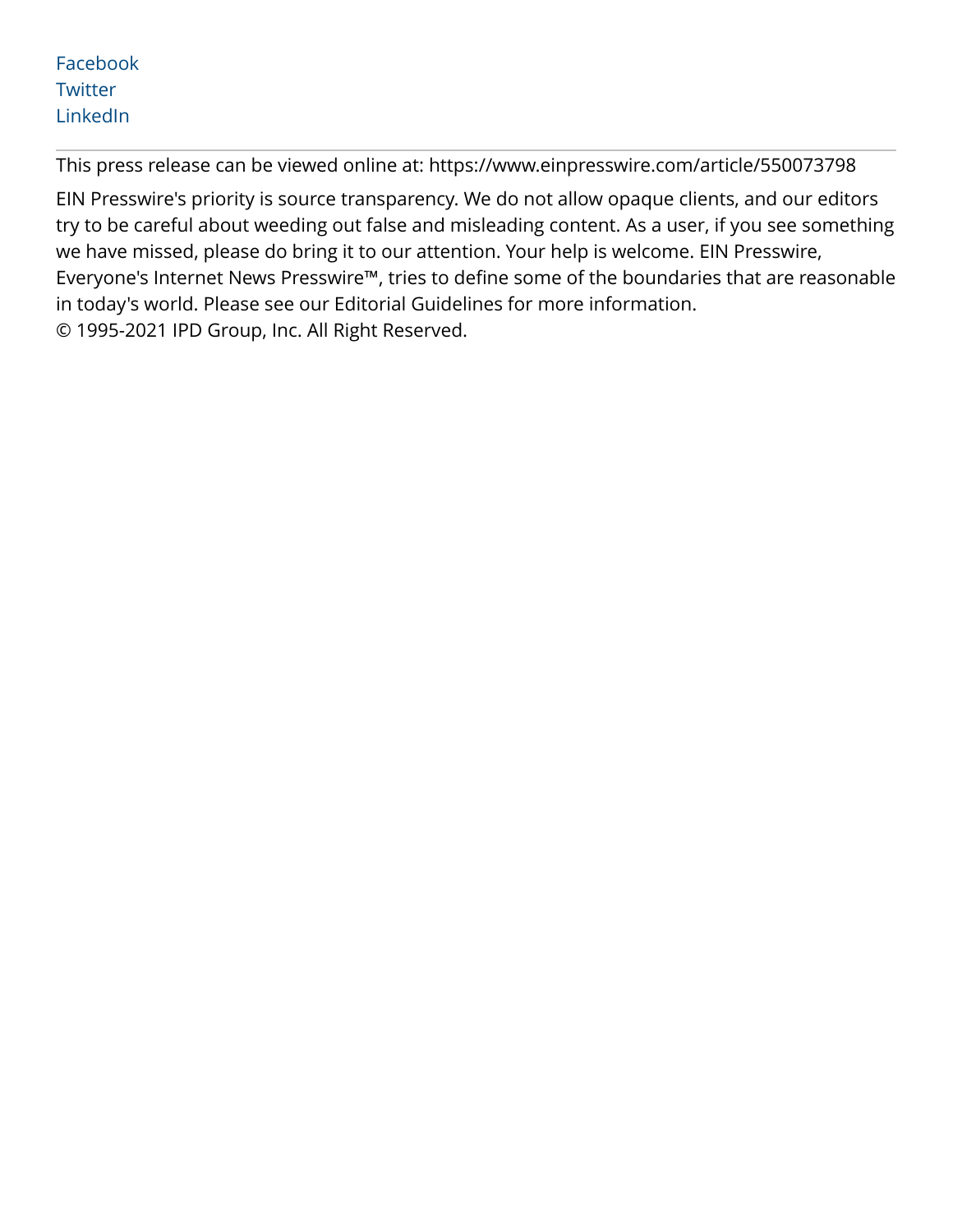Facebook
Twitter
LinkedIn

---

This press release can be viewed online at: https://www.einpresswire.com/article/550073798

EIN Presswire's priority is source transparency. We do not allow opaque clients, and our editors try to be careful about weeding out false and misleading content. As a user, if you see something we have missed, please do bring it to our attention. Your help is welcome. EIN Presswire, Everyone's Internet News Presswire™, tries to define some of the boundaries that are reasonable in today's world. Please see our Editorial Guidelines for more information.
© 1995-2021 IPD Group, Inc. All Right Reserved.